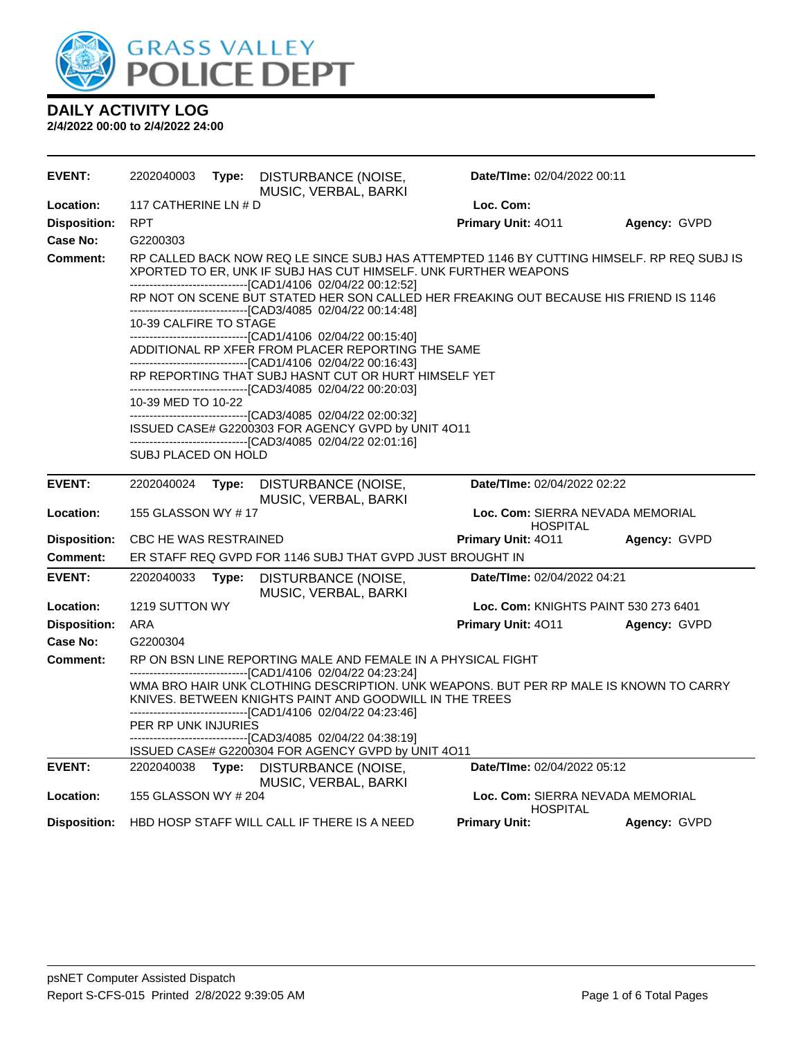# DAILY ACTIVITY LOG

**2/4/2022 00:00 to 2/4/2022 24:00**

---

**EVENT:** 2202040003 **Type:** DISTURBANCE (NOISE, MUSIC, VERBAL, BARKI **Date/TIme:** 02/04/2022 00:11

**Location:** 117 CATHERINE LN # D **Loc. Com:**

**Disposition:** RPT **Primary Unit:** 4O11 **Agency:** GVPD

**Case No:** G2200303

**Comment:** RP CALLED BACK NOW REQ LE SINCE SUBJ HAS ATTEMPTED 1146 BY CUTTING HIMSELF. RP REQ SUBJ IS XPORTED TO ER, UNK IF SUBJ HAS CUT HIMSELF. UNK FURTHER WEAPONS

------------------------------[CAD1/4106 02/04/22 00:12:52]

RP NOT ON SCENE BUT STATED HER SON CALLED HER FREAKING OUT BECAUSE HIS FRIEND IS 1146

------------------------------[CAD3/4085 02/04/22 00:14:48]

10-39 CALFIRE TO STAGE

------------------------------[CAD1/4106 02/04/22 00:15:40]

ADDITIONAL RP XFER FROM PLACER REPORTING THE SAME

------------------------------[CAD1/4106 02/04/22 00:16:43]

RP REPORTING THAT SUBJ HASNT CUT OR HURT HIMSELF YET

------------------------------[CAD3/4085 02/04/22 00:20:03]

10-39 MED TO 10-22

------------------------------[CAD3/4085 02/04/22 02:00:32]

ISSUED CASE# G2200303 FOR AGENCY GVPD by UNIT 4O11

------------------------------[CAD3/4085 02/04/22 02:01:16]

SUBJ PLACED ON HOLD

---

**EVENT:** 2202040024 **Type:** DISTURBANCE (NOISE, MUSIC, VERBAL, BARKI **Date/TIme:** 02/04/2022 02:22

**Location:** 155 GLASSON WY # 17 **Loc. Com:** SIERRA NEVADA MEMORIAL HOSPITAL

**Disposition:** CBC HE WAS RESTRAINED **Primary Unit:** 4O11 **Agency:** GVPD

**Comment:** ER STAFF REQ GVPD FOR 1146 SUBJ THAT GVPD JUST BROUGHT IN

---

**EVENT:** 2202040033 **Type:** DISTURBANCE (NOISE, MUSIC, VERBAL, BARKI **Date/TIme:** 02/04/2022 04:21

**Location:** 1219 SUTTON WY **Loc. Com:** KNIGHTS PAINT 530 273 6401

**Disposition:** ARA **Primary Unit:** 4O11 **Agency:** GVPD

**Case No:** G2200304

**Comment:** RP ON BSN LINE REPORTING MALE AND FEMALE IN A PHYSICAL FIGHT

------------------------------[CAD1/4106 02/04/22 04:23:24]

WMA BRO HAIR UNK CLOTHING DESCRIPTION. UNK WEAPONS. BUT PER RP MALE IS KNOWN TO CARRY KNIVES. BETWEEN KNIGHTS PAINT AND GOODWILL IN THE TREES

------------------------------[CAD1/4106 02/04/22 04:23:46]

PER RP UNK INJURIES

------------------------------[CAD3/4085 02/04/22 04:38:19]

ISSUED CASE# G2200304 FOR AGENCY GVPD by UNIT 4O11

---

**EVENT:** 2202040038 **Type:** DISTURBANCE (NOISE, MUSIC, VERBAL, BARKI **Date/TIme:** 02/04/2022 05:12

**Location:** 155 GLASSON WY # 204 **Loc. Com:** SIERRA NEVADA MEMORIAL HOSPITAL

**Disposition:** HBD HOSP STAFF WILL CALL IF THERE IS A NEED **Primary Unit:** **Agency:** GVPD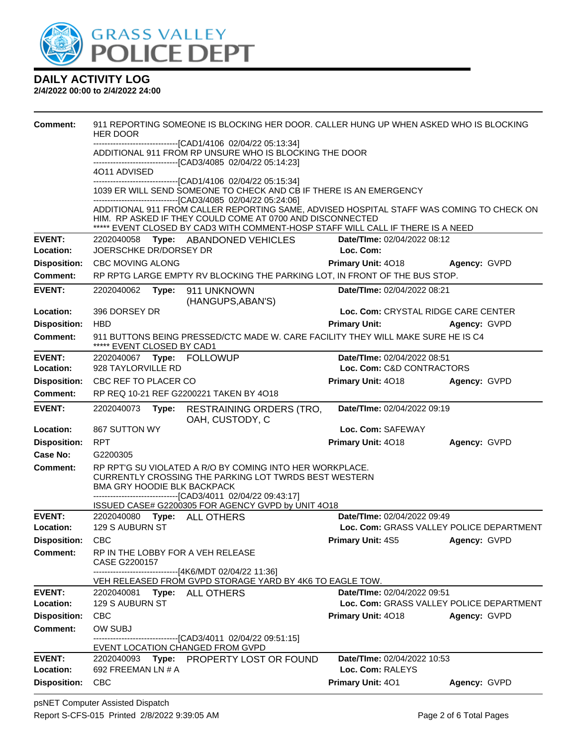# DAILY ACTIVITY LOG

**2/4/2022 00:00 to 2/4/2022 24:00**

**Comment:** 911 REPORTING SOMEONE IS BLOCKING HER DOOR. CALLER HUNG UP WHEN ASKED WHO IS BLOCKING HER DOOR
------------------------------[CAD1/4106 02/04/22 05:13:34]
ADDITIONAL 911 FROM RP UNSURE WHO IS BLOCKING THE DOOR
------------------------------[CAD3/4085 02/04/22 05:14:23]
4O11 ADVISED
------------------------------[CAD1/4106 02/04/22 05:15:34]
1039 ER WILL SEND SOMEONE TO CHECK AND CB IF THERE IS AN EMERGENCY
------------------------------[CAD3/4085 02/04/22 05:24:06]
ADDITIONAL 911 FROM CALLER REPORTING SAME, ADVISED HOSPITAL STAFF WAS COMING TO CHECK ON HIM. RP ASKED IF THEY COULD COME AT 0700 AND DISCONNECTED
***** EVENT CLOSED BY CAD3 WITH COMMENT-HOSP STAFF WILL CALL IF THERE IS A NEED

---

**EVENT:** 2202040058 **Type:** ABANDONED VEHICLES **Date/TIme:** 02/04/2022 08:12
**Location:** JOERSCHKE DR/DORSEY DR **Loc. Com:**
**Disposition:** CBC MOVING ALONG **Primary Unit:** 4O18 **Agency:** GVPD
**Comment:** RP RPTG LARGE EMPTY RV BLOCKING THE PARKING LOT, IN FRONT OF THE BUS STOP.

---

**EVENT:** 2202040062 **Type:** 911 UNKNOWN (HANGUPS,ABAN'S) **Date/TIme:** 02/04/2022 08:21
**Location:** 396 DORSEY DR **Loc. Com:** CRYSTAL RIDGE CARE CENTER
**Disposition:** HBD **Primary Unit:** **Agency:** GVPD
**Comment:** 911 BUTTONS BEING PRESSED/CTC MADE W. CARE FACILITY THEY WILL MAKE SURE HE IS C4
***** EVENT CLOSED BY CAD1

---

**EVENT:** 2202040067 **Type:** FOLLOWUP **Date/TIme:** 02/04/2022 08:51
**Location:** 928 TAYLORVILLE RD **Loc. Com:** C&D CONTRACTORS
**Disposition:** CBC REF TO PLACER CO **Primary Unit:** 4O18 **Agency:** GVPD
**Comment:** RP REQ 10-21 REF G2200221 TAKEN BY 4O18

---

**EVENT:** 2202040073 **Type:** RESTRAINING ORDERS (TRO, OAH, CUSTODY, C **Date/TIme:** 02/04/2022 09:19
**Location:** 867 SUTTON WY **Loc. Com:** SAFEWAY
**Disposition:** RPT **Primary Unit:** 4O18 **Agency:** GVPD
**Case No:** G2200305
**Comment:** RP RPT'G SU VIOLATED A R/O BY COMING INTO HER WORKPLACE. CURRENTLY CROSSING THE PARKING LOT TWRDS BEST WESTERN
BMA GRY HOODIE BLK BACKPACK
------------------------------[CAD3/4011 02/04/22 09:43:17]
ISSUED CASE# G2200305 FOR AGENCY GVPD by UNIT 4O18

---

**EVENT:** 2202040080 **Type:** ALL OTHERS **Date/TIme:** 02/04/2022 09:49
**Location:** 129 S AUBURN ST **Loc. Com:** GRASS VALLEY POLICE DEPARTMENT
**Disposition:** CBC **Primary Unit:** 4S5 **Agency:** GVPD
**Comment:** RP IN THE LOBBY FOR A VEH RELEASE
CASE G2200157
------------------------------[4K6/MDT 02/04/22 11:36]
VEH RELEASED FROM GVPD STORAGE YARD BY 4K6 TO EAGLE TOW.

---

**EVENT:** 2202040081 **Type:** ALL OTHERS **Date/TIme:** 02/04/2022 09:51
**Location:** 129 S AUBURN ST **Loc. Com:** GRASS VALLEY POLICE DEPARTMENT
**Disposition:** CBC **Primary Unit:** 4O18 **Agency:** GVPD
**Comment:** OW SUBJ
------------------------------[CAD3/4011 02/04/22 09:51:15]
EVENT LOCATION CHANGED FROM GVPD

---

**EVENT:** 2202040093 **Type:** PROPERTY LOST OR FOUND **Date/TIme:** 02/04/2022 10:53
**Location:** 692 FREEMAN LN # A **Loc. Com:** RALEYS
**Disposition:** CBC **Primary Unit:** 4O1 **Agency:** GVPD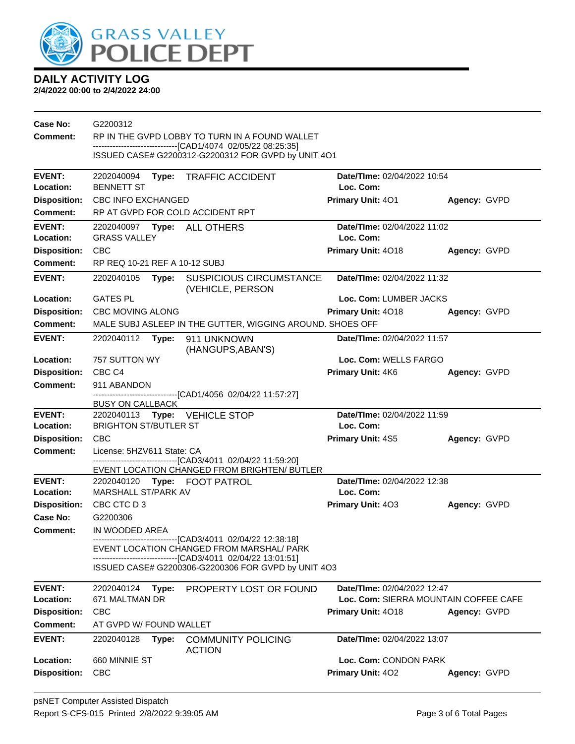# DAILY ACTIVITY LOG

**2/4/2022 00:00 to 2/4/2022 24:00**

**Case No:** G2200312
**Comment:** RP IN THE GVPD LOBBY TO TURN IN A FOUND WALLET
------------------------------[CAD1/4074 02/05/22 08:25:35]
ISSUED CASE# G2200312-G2200312 FOR GVPD by UNIT 4O1

---

**EVENT:** 2202040094 **Type:** TRAFFIC ACCIDENT **Date/TIme:** 02/04/2022 10:54
**Location:** BENNETT ST **Loc. Com:**
**Disposition:** CBC INFO EXCHANGED **Primary Unit:** 4O1 **Agency:** GVPD
**Comment:** RP AT GVPD FOR COLD ACCIDENT RPT

---

**EVENT:** 2202040097 **Type:** ALL OTHERS **Date/TIme:** 02/04/2022 11:02
**Location:** GRASS VALLEY **Loc. Com:**
**Disposition:** CBC **Primary Unit:** 4O18 **Agency:** GVPD
**Comment:** RP REQ 10-21 REF A 10-12 SUBJ

---

**EVENT:** 2202040105 **Type:** SUSPICIOUS CIRCUMSTANCE (VEHICLE, PERSON **Date/TIme:** 02/04/2022 11:32
**Location:** GATES PL **Loc. Com:** LUMBER JACKS
**Disposition:** CBC MOVING ALONG **Primary Unit:** 4O18 **Agency:** GVPD
**Comment:** MALE SUBJ ASLEEP IN THE GUTTER, WIGGING AROUND. SHOES OFF

---

**EVENT:** 2202040112 **Type:** 911 UNKNOWN (HANGUPS,ABAN'S) **Date/TIme:** 02/04/2022 11:57
**Location:** 757 SUTTON WY **Loc. Com:** WELLS FARGO
**Disposition:** CBC C4 **Primary Unit:** 4K6 **Agency:** GVPD
**Comment:** 911 ABANDON
------------------------------[CAD1/4056 02/04/22 11:57:27]
BUSY ON CALLBACK

---

**EVENT:** 2202040113 **Type:** VEHICLE STOP **Date/TIme:** 02/04/2022 11:59
**Location:** BRIGHTON ST/BUTLER ST **Loc. Com:**
**Disposition:** CBC **Primary Unit:** 4S5 **Agency:** GVPD
**Comment:** License: 5HZV611 State: CA
------------------------------[CAD3/4011 02/04/22 11:59:20]
EVENT LOCATION CHANGED FROM BRIGHTEN/ BUTLER

---

**EVENT:** 2202040120 **Type:** FOOT PATROL **Date/TIme:** 02/04/2022 12:38
**Location:** MARSHALL ST/PARK AV **Loc. Com:**
**Disposition:** CBC CTC D 3 **Primary Unit:** 4O3 **Agency:** GVPD
**Case No:** G2200306
**Comment:** IN WOODED AREA
------------------------------[CAD3/4011 02/04/22 12:38:18]
EVENT LOCATION CHANGED FROM MARSHAL/ PARK
------------------------------[CAD3/4011 02/04/22 13:01:51]
ISSUED CASE# G2200306-G2200306 FOR GVPD by UNIT 4O3

---

**EVENT:** 2202040124 **Type:** PROPERTY LOST OR FOUND **Date/TIme:** 02/04/2022 12:47
**Location:** 671 MALTMAN DR **Loc. Com:** SIERRA MOUNTAIN COFFEE CAFE
**Disposition:** CBC **Primary Unit:** 4O18 **Agency:** GVPD
**Comment:** AT GVPD W/ FOUND WALLET

---

**EVENT:** 2202040128 **Type:** COMMUNITY POLICING ACTION **Date/TIme:** 02/04/2022 13:07
**Location:** 660 MINNIE ST **Loc. Com:** CONDON PARK
**Disposition:** CBC **Primary Unit:** 4O2 **Agency:** GVPD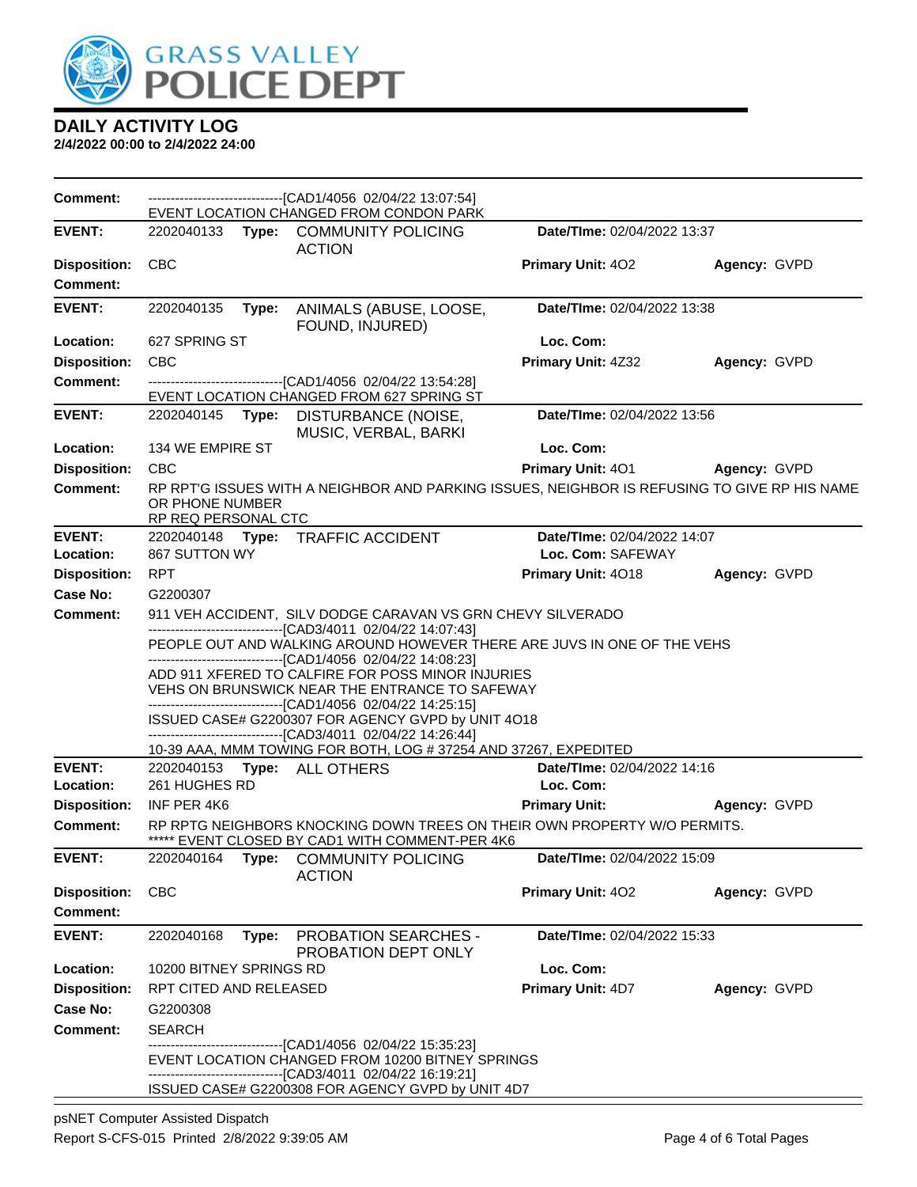# DAILY ACTIVITY LOG

**2/4/2022 00:00 to 2/4/2022 24:00**

**Comment:** ------------------------------[CAD1/4056 02/04/22 13:07:54]
EVENT LOCATION CHANGED FROM CONDON PARK

---

**EVENT:** 2202040133 **Type:** COMMUNITY POLICING ACTION **Date/TIme:** 02/04/2022 13:37
**Disposition:** CBC **Primary Unit:** 4O2 **Agency:** GVPD
**Comment:**

---

**EVENT:** 2202040135 **Type:** ANIMALS (ABUSE, LOOSE, FOUND, INJURED) **Date/TIme:** 02/04/2022 13:38
**Location:** 627 SPRING ST **Loc. Com:**
**Disposition:** CBC **Primary Unit:** 4Z32 **Agency:** GVPD
**Comment:** ------------------------------[CAD1/4056 02/04/22 13:54:28]
EVENT LOCATION CHANGED FROM 627 SPRING ST

---

**EVENT:** 2202040145 **Type:** DISTURBANCE (NOISE, MUSIC, VERBAL, BARKI **Date/TIme:** 02/04/2022 13:56
**Location:** 134 WE EMPIRE ST **Loc. Com:**
**Disposition:** CBC **Primary Unit:** 4O1 **Agency:** GVPD
**Comment:** RP RPT'G ISSUES WITH A NEIGHBOR AND PARKING ISSUES, NEIGHBOR IS REFUSING TO GIVE RP HIS NAME OR PHONE NUMBER
RP REQ PERSONAL CTC

---

**EVENT:** 2202040148 **Type:** TRAFFIC ACCIDENT **Date/TIme:** 02/04/2022 14:07
**Location:** 867 SUTTON WY **Loc. Com:** SAFEWAY
**Disposition:** RPT **Primary Unit:** 4O18 **Agency:** GVPD
**Case No:** G2200307
**Comment:** 911 VEH ACCIDENT, SILV DODGE CARAVAN VS GRN CHEVY SILVERADO
------------------------------[CAD3/4011 02/04/22 14:07:43]
PEOPLE OUT AND WALKING AROUND HOWEVER THERE ARE JUVS IN ONE OF THE VEHS
------------------------------[CAD1/4056 02/04/22 14:08:23]
ADD 911 XFERED TO CALFIRE FOR POSS MINOR INJURIES
VEHS ON BRUNSWICK NEAR THE ENTRANCE TO SAFEWAY
------------------------------[CAD1/4056 02/04/22 14:25:15]
ISSUED CASE# G2200307 FOR AGENCY GVPD by UNIT 4O18
------------------------------[CAD3/4011 02/04/22 14:26:44]
10-39 AAA, MMM TOWING FOR BOTH, LOG # 37254 AND 37267, EXPEDITED

---

**EVENT:** 2202040153 **Type:** ALL OTHERS **Date/TIme:** 02/04/2022 14:16
**Location:** 261 HUGHES RD **Loc. Com:**
**Disposition:** INF PER 4K6 **Primary Unit:** **Agency:** GVPD
**Comment:** RP RPTG NEIGHBORS KNOCKING DOWN TREES ON THEIR OWN PROPERTY W/O PERMITS.
***** EVENT CLOSED BY CAD1 WITH COMMENT-PER 4K6

---

**EVENT:** 2202040164 **Type:** COMMUNITY POLICING ACTION **Date/TIme:** 02/04/2022 15:09
**Disposition:** CBC **Primary Unit:** 4O2 **Agency:** GVPD
**Comment:**

---

**EVENT:** 2202040168 **Type:** PROBATION SEARCHES - PROBATION DEPT ONLY **Date/TIme:** 02/04/2022 15:33
**Location:** 10200 BITNEY SPRINGS RD **Loc. Com:**
**Disposition:** RPT CITED AND RELEASED **Primary Unit:** 4D7 **Agency:** GVPD
**Case No:** G2200308
**Comment:** SEARCH
------------------------------[CAD1/4056 02/04/22 15:35:23]
EVENT LOCATION CHANGED FROM 10200 BITNEY SPRINGS
------------------------------[CAD3/4011 02/04/22 16:19:21]
ISSUED CASE# G2200308 FOR AGENCY GVPD by UNIT 4D7

psNET Computer Assisted Dispatch
Report S-CFS-015 Printed 2/8/2022 9:39:05 AM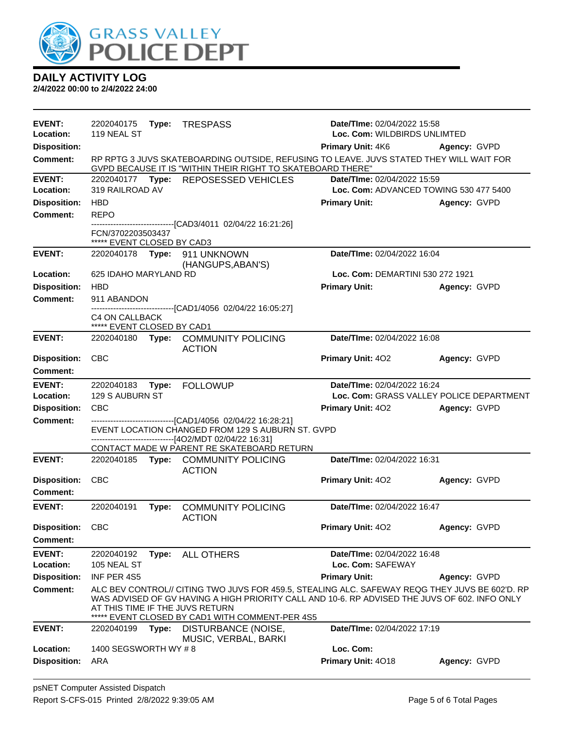# DAILY ACTIVITY LOG

**2/4/2022 00:00 to 2/4/2022 24:00**

---

**EVENT:** 2202040175 **Type:** TRESPASS **Date/TIme:** 02/04/2022 15:58
**Location:** 119 NEAL ST **Loc. Com:** WILDBIRDS UNLIMTED
**Disposition:** **Primary Unit:** 4K6 **Agency:** GVPD
**Comment:** RP RPTG 3 JUVS SKATEBOARDING OUTSIDE, REFUSING TO LEAVE. JUVS STATED THEY WILL WAIT FOR GVPD BECAUSE IT IS "WITHIN THEIR RIGHT TO SKATEBOARD THERE"

---

**EVENT:** 2202040177 **Type:** REPOSESSED VEHICLES **Date/TIme:** 02/04/2022 15:59
**Location:** 319 RAILROAD AV **Loc. Com:** ADVANCED TOWING 530 477 5400
**Disposition:** HBD **Primary Unit:** **Agency:** GVPD
**Comment:** REPO

------------------------------[CAD3/4011 02/04/22 16:21:26]

FCN/3702203503437

***** EVENT CLOSED BY CAD3

---

**EVENT:** 2202040178 **Type:** 911 UNKNOWN (HANGUPS,ABAN'S) **Date/TIme:** 02/04/2022 16:04
**Location:** 625 IDAHO MARYLAND RD **Loc. Com:** DEMARTINI 530 272 1921
**Disposition:** HBD **Primary Unit:** **Agency:** GVPD
**Comment:** 911 ABANDON

------------------------------[CAD1/4056 02/04/22 16:05:27]

C4 ON CALLBACK

***** EVENT CLOSED BY CAD1

---

**EVENT:** 2202040180 **Type:** COMMUNITY POLICING ACTION **Date/TIme:** 02/04/2022 16:08
**Disposition:** CBC **Primary Unit:** 4O2 **Agency:** GVPD
**Comment:**

---

**EVENT:** 2202040183 **Type:** FOLLOWUP **Date/TIme:** 02/04/2022 16:24
**Location:** 129 S AUBURN ST **Loc. Com:** GRASS VALLEY POLICE DEPARTMENT
**Disposition:** CBC **Primary Unit:** 4O2 **Agency:** GVPD
**Comment:** ------------------------------[CAD1/4056 02/04/22 16:28:21]

EVENT LOCATION CHANGED FROM 129 S AUBURN ST. GVPD

------------------------------[4O2/MDT 02/04/22 16:31]

CONTACT MADE W PARENT RE SKATEBOARD RETURN

---

**EVENT:** 2202040185 **Type:** COMMUNITY POLICING ACTION **Date/TIme:** 02/04/2022 16:31
**Disposition:** CBC **Primary Unit:** 4O2 **Agency:** GVPD
**Comment:**

---

**EVENT:** 2202040191 **Type:** COMMUNITY POLICING ACTION **Date/TIme:** 02/04/2022 16:47
**Disposition:** CBC **Primary Unit:** 4O2 **Agency:** GVPD
**Comment:**

---

**EVENT:** 2202040192 **Type:** ALL OTHERS **Date/TIme:** 02/04/2022 16:48
**Location:** 105 NEAL ST **Loc. Com:** SAFEWAY
**Disposition:** INF PER 4S5 **Primary Unit:** **Agency:** GVPD
**Comment:** ALC BEV CONTROL// CITING TWO JUVS FOR 459.5, STEALING ALC. SAFEWAY REQG THEY JUVS BE 602'D. RP WAS ADVISED OF GV HAVING A HIGH PRIORITY CALL AND 10-6. RP ADVISED THE JUVS OF 602. INFO ONLY AT THIS TIME IF THE JUVS RETURN

***** EVENT CLOSED BY CAD1 WITH COMMENT-PER 4S5

---

**EVENT:** 2202040199 **Type:** DISTURBANCE (NOISE, MUSIC, VERBAL, BARKI **Date/TIme:** 02/04/2022 17:19
**Location:** 1400 SEGSWORTH WY # 8 **Loc. Com:**
**Disposition:** ARA **Primary Unit:** 4O18 **Agency:** GVPD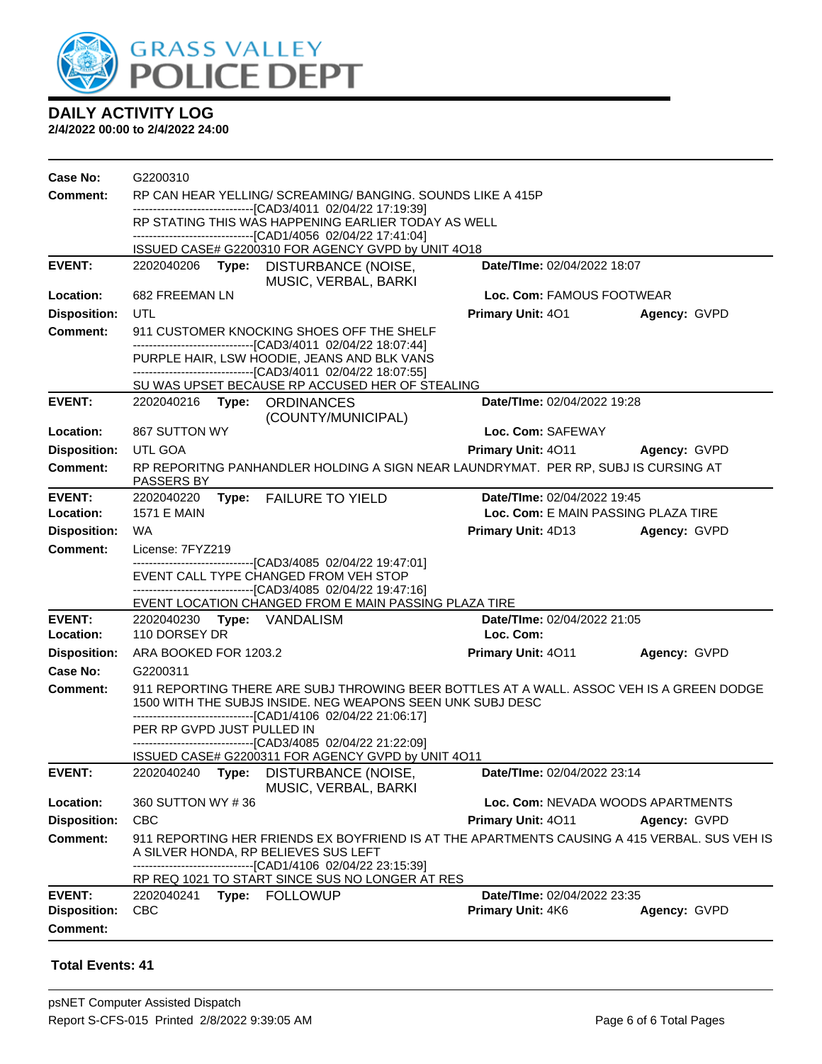# DAILY ACTIVITY LOG

**2/4/2022 00:00 to 2/4/2022 24:00**

**Case No:** G2200310

**Comment:** RP CAN HEAR YELLING/ SCREAMING/ BANGING. SOUNDS LIKE A 415P
------------------------------[CAD3/4011 02/04/22 17:19:39]
RP STATING THIS WAS HAPPENING EARLIER TODAY AS WELL
------------------------------[CAD1/4056 02/04/22 17:41:04]
ISSUED CASE# G2200310 FOR AGENCY GVPD by UNIT 4O18

---

**EVENT:** 2202040206 **Type:** DISTURBANCE (NOISE, MUSIC, VERBAL, BARKI **Date/TIme:** 02/04/2022 18:07

**Location:** 682 FREEMAN LN **Loc. Com:** FAMOUS FOOTWEAR

**Disposition:** UTL **Primary Unit:** 4O1 **Agency:** GVPD

**Comment:** 911 CUSTOMER KNOCKING SHOES OFF THE SHELF
------------------------------[CAD3/4011 02/04/22 18:07:44]
PURPLE HAIR, LSW HOODIE, JEANS AND BLK VANS
------------------------------[CAD3/4011 02/04/22 18:07:55]
SU WAS UPSET BECAUSE RP ACCUSED HER OF STEALING

---

**EVENT:** 2202040216 **Type:** ORDINANCES (COUNTY/MUNICIPAL) **Date/TIme:** 02/04/2022 19:28

**Location:** 867 SUTTON WY **Loc. Com:** SAFEWAY

**Disposition:** UTL GOA **Primary Unit:** 4O11 **Agency:** GVPD

**Comment:** RP REPORITNG PANHANDLER HOLDING A SIGN NEAR LAUNDRYMAT. PER RP, SUBJ IS CURSING AT PASSERS BY

---

**EVENT:** 2202040220 **Type:** FAILURE TO YIELD **Date/TIme:** 02/04/2022 19:45

**Location:** 1571 E MAIN **Loc. Com:** E MAIN PASSING PLAZA TIRE

**Disposition:** WA **Primary Unit:** 4D13 **Agency:** GVPD

**Comment:** License: 7FYZ219
------------------------------[CAD3/4085 02/04/22 19:47:01]
EVENT CALL TYPE CHANGED FROM VEH STOP
------------------------------[CAD3/4085 02/04/22 19:47:16]
EVENT LOCATION CHANGED FROM E MAIN PASSING PLAZA TIRE

---

**EVENT:** 2202040230 **Type:** VANDALISM **Date/TIme:** 02/04/2022 21:05

**Location:** 110 DORSEY DR **Loc. Com:**

**Disposition:** ARA BOOKED FOR 1203.2 **Primary Unit:** 4O11 **Agency:** GVPD

**Case No:** G2200311

**Comment:** 911 REPORTING THERE ARE SUBJ THROWING BEER BOTTLES AT A WALL. ASSOC VEH IS A GREEN DODGE 1500 WITH THE SUBJS INSIDE. NEG WEAPONS SEEN UNK SUBJ DESC
------------------------------[CAD1/4106 02/04/22 21:06:17]
PER RP GVPD JUST PULLED IN
------------------------------[CAD3/4085 02/04/22 21:22:09]
ISSUED CASE# G2200311 FOR AGENCY GVPD by UNIT 4O11

---

**EVENT:** 2202040240 **Type:** DISTURBANCE (NOISE, MUSIC, VERBAL, BARKI **Date/TIme:** 02/04/2022 23:14

**Location:** 360 SUTTON WY # 36 **Loc. Com:** NEVADA WOODS APARTMENTS

**Disposition:** CBC **Primary Unit:** 4O11 **Agency:** GVPD

**Comment:** 911 REPORTING HER FRIENDS EX BOYFRIEND IS AT THE APARTMENTS CAUSING A 415 VERBAL. SUS VEH IS A SILVER HONDA, RP BELIEVES SUS LEFT
------------------------------[CAD1/4106 02/04/22 23:15:39]
RP REQ 1021 TO START SINCE SUS NO LONGER AT RES

---

**EVENT:** 2202040241 **Type:** FOLLOWUP **Date/TIme:** 02/04/2022 23:35

**Disposition:** CBC **Primary Unit:** 4K6 **Agency:** GVPD

**Comment:**

---

**Total Events: 41**

psNET Computer Assisted Dispatch
Report S-CFS-015 Printed 2/8/2022 9:39:05 AM